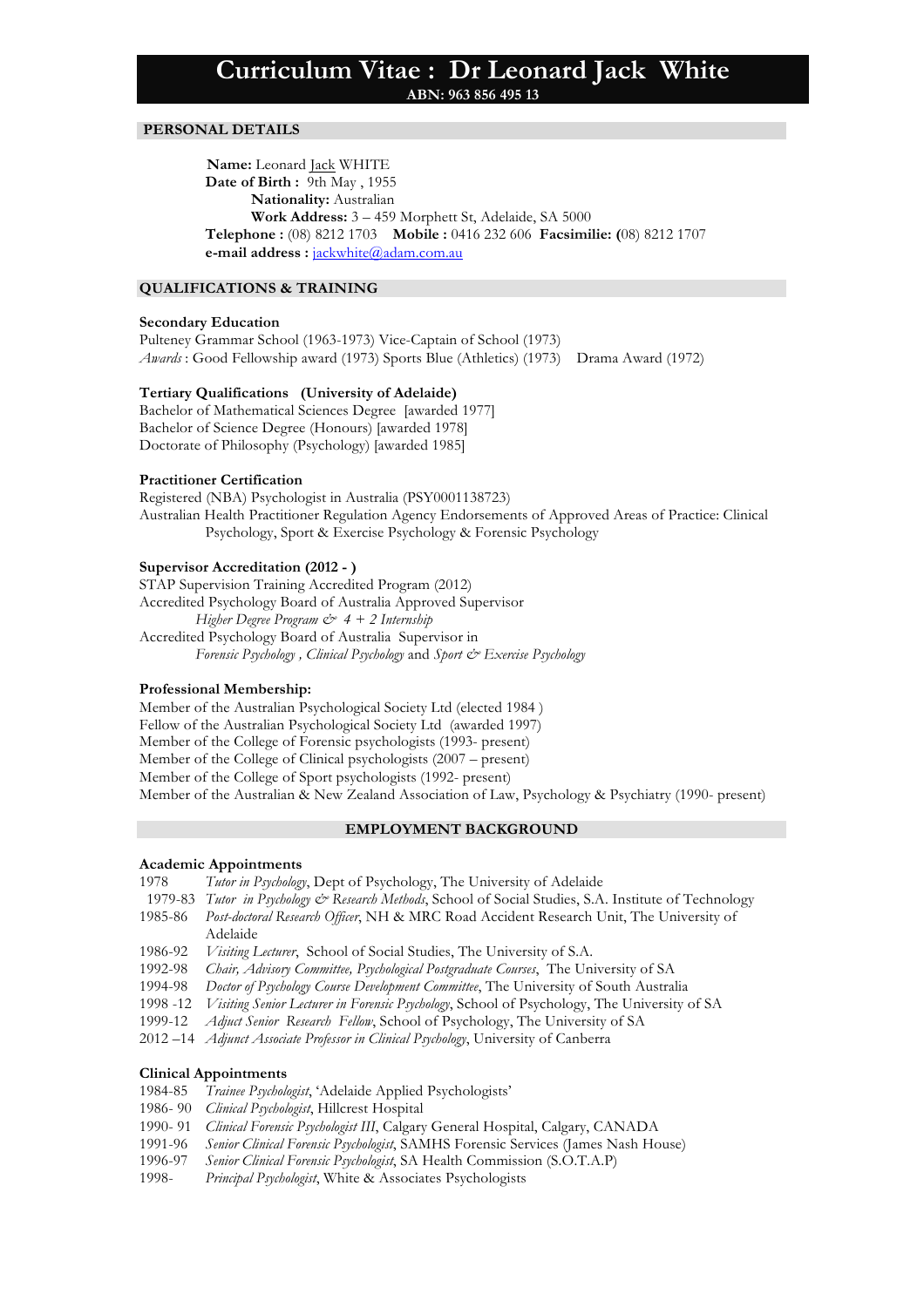# Curriculum Vitae : Dr Leonard Jack White

**ABN: 963 856 495 13**

## PERSONAL DETAILS

**Name:** Leonard Jack WHITE
**Date of Birth :** 9th May , 1955
**Nationality:** Australian
**Work Address:** 3 – 459 Morphett St, Adelaide, SA 5000
**Telephone :** (08) 8212 1703 **Mobile :** 0416 232 606 **Facsimilie: (**08) 8212 1707
**e-mail address :** jackwhite@adam.com.au

## QUALIFICATIONS & TRAINING

**Secondary Education**
Pulteney Grammar School (1963-1973) Vice-Captain of School (1973)
*Awards* : Good Fellowship award (1973) Sports Blue (Athletics) (1973) Drama Award (1972)

**Tertiary Qualifications (University of Adelaide)**
Bachelor of Mathematical Sciences Degree [awarded 1977]
Bachelor of Science Degree (Honours) [awarded 1978]
Doctorate of Philosophy (Psychology) [awarded 1985]

**Practitioner Certification**
Registered (NBA) Psychologist in Australia (PSY0001138723)
Australian Health Practitioner Regulation Agency Endorsements of Approved Areas of Practice: Clinical Psychology, Sport & Exercise Psychology & Forensic Psychology

**Supervisor Accreditation (2012 - )**
STAP Supervision Training Accredited Program (2012)
Accredited Psychology Board of Australia Approved Supervisor
*Higher Degree Program & 4 + 2 Internship*
Accredited Psychology Board of Australia Supervisor in
*Forensic Psychology , Clinical Psychology* and *Sport & Exercise Psychology*

**Professional Membership:**
Member of the Australian Psychological Society Ltd (elected 1984 )
Fellow of the Australian Psychological Society Ltd (awarded 1997)
Member of the College of Forensic psychologists (1993- present)
Member of the College of Clinical psychologists (2007 – present)
Member of the College of Sport psychologists (1992- present)
Member of the Australian & New Zealand Association of Law, Psychology & Psychiatry (1990- present)

## EMPLOYMENT BACKGROUND

**Academic Appointments**

1978 *Tutor in Psychology*, Dept of Psychology, The University of Adelaide
1979-83 *Tutor in Psychology & Research Methods*, School of Social Studies, S.A. Institute of Technology
1985-86 *Post-doctoral Research Officer*, NH & MRC Road Accident Research Unit, The University of Adelaide
1986-92 *Visiting Lecturer*, School of Social Studies, The University of S.A.
1992-98 *Chair, Advisory Committee, Psychological Postgraduate Courses*, The University of SA
1994-98 *Doctor of Psychology Course Development Committee*, The University of South Australia
1998 -12 *Visiting Senior Lecturer in Forensic Psychology*, School of Psychology, The University of SA
1999-12 *Adjuct Senior Research Fellow*, School of Psychology, The University of SA
2012 –14 *Adjunct Associate Professor in Clinical Psychology*, University of Canberra

**Clinical Appointments**

1984-85 *Trainee Psychologist*, 'Adelaide Applied Psychologists'
1986- 90 *Clinical Psychologist*, Hillcrest Hospital
1990- 91 *Clinical Forensic Psychologist III*, Calgary General Hospital, Calgary, CANADA
1991-96 *Senior Clinical Forensic Psychologist*, SAMHS Forensic Services (James Nash House)
1996-97 *Senior Clinical Forensic Psychologist*, SA Health Commission (S.O.T.A.P)
1998- *Principal Psychologist*, White & Associates Psychologists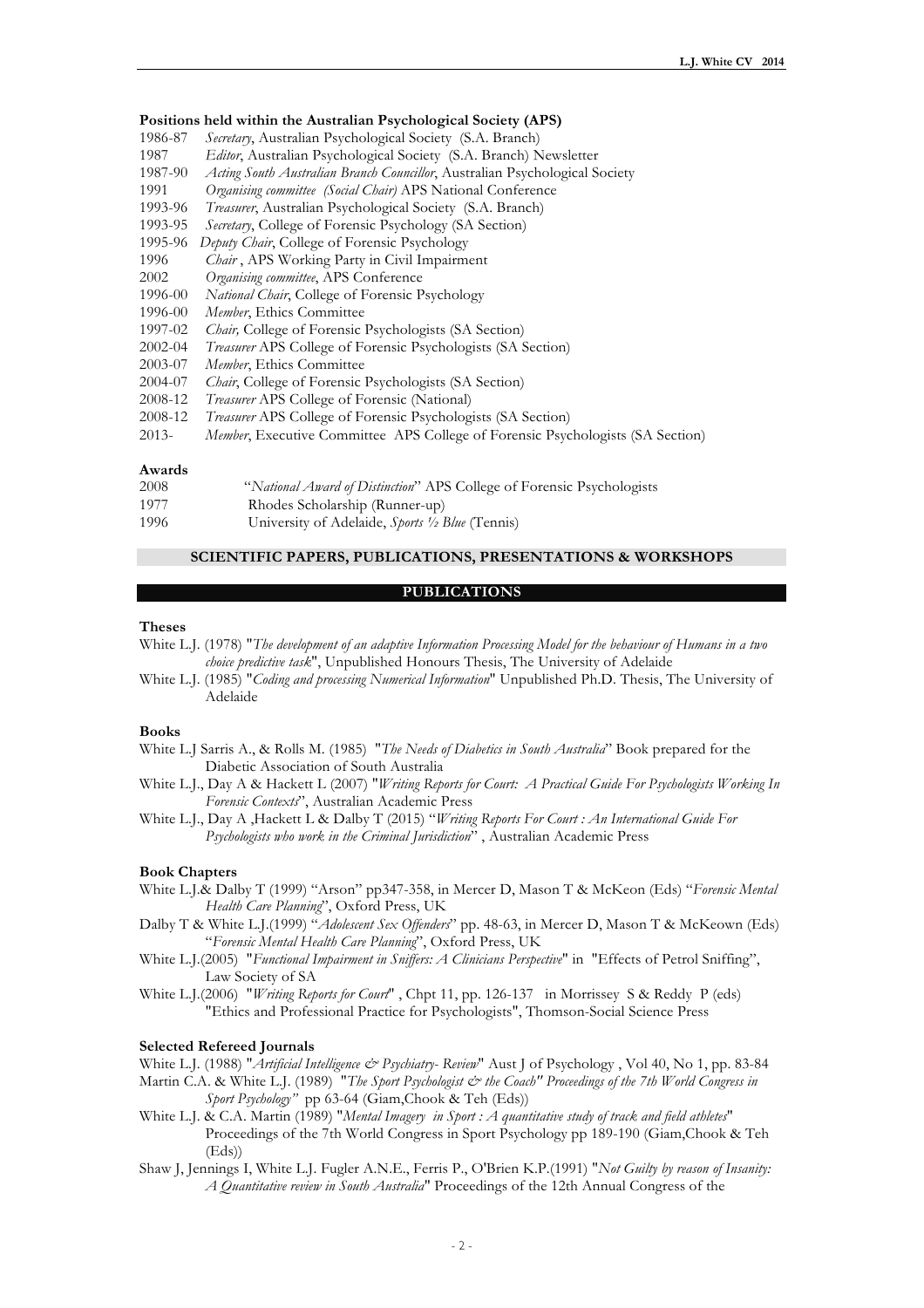#### Positions held within the Australian Psychological Society (APS)

1986-87 *Secretary*, Australian Psychological Society (S.A. Branch)
1987 *Editor*, Australian Psychological Society (S.A. Branch) Newsletter
1987-90 *Acting South Australian Branch Councillor*, Australian Psychological Society
1991 *Organising committee (Social Chair)* APS National Conference
1993-96 *Treasurer*, Australian Psychological Society (S.A. Branch)
1993-95 *Secretary*, College of Forensic Psychology (SA Section)
1995-96 *Deputy Chair*, College of Forensic Psychology
1996 *Chair* , APS Working Party in Civil Impairment
2002 *Organising committee*, APS Conference
1996-00 *National Chair*, College of Forensic Psychology
1996-00 *Member*, Ethics Committee
1997-02 *Chair,* College of Forensic Psychologists (SA Section)
2002-04 *Treasurer* APS College of Forensic Psychologists (SA Section)
2003-07 *Member*, Ethics Committee
2004-07 *Chair*, College of Forensic Psychologists (SA Section)
2008-12 *Treasurer* APS College of Forensic (National)
2008-12 *Treasurer* APS College of Forensic Psychologists (SA Section)
2013- *Member*, Executive Committee APS College of Forensic Psychologists (SA Section)

#### Awards

2008 "*National Award of Distinction*" APS College of Forensic Psychologists
1977 Rhodes Scholarship (Runner-up)
1996 University of Adelaide, *Sports ½ Blue* (Tennis)

## SCIENTIFIC PAPERS, PUBLICATIONS, PRESENTATIONS & WORKSHOPS

## PUBLICATIONS

#### Theses

White L.J. (1978) "*The development of an adaptive Information Processing Model for the behaviour of Humans in a two choice predictive task*", Unpublished Honours Thesis, The University of Adelaide

White L.J. (1985) "*Coding and processing Numerical Information*" Unpublished Ph.D. Thesis, The University of Adelaide

#### Books

White L.J Sarris A., & Rolls M. (1985) "*The Needs of Diabetics in South Australia*" Book prepared for the Diabetic Association of South Australia

White L.J., Day A & Hackett L (2007) "*Writing Reports for Court: A Practical Guide For Psychologists Working In Forensic Contexts*", Australian Academic Press

White L.J., Day A ,Hackett L & Dalby T (2015) "*Writing Reports For Court : An International Guide For Psychologists who work in the Criminal Jurisdiction*" , Australian Academic Press

#### Book Chapters

White L.J.& Dalby T (1999) "Arson" pp347-358, in Mercer D, Mason T & McKeon (Eds) "*Forensic Mental Health Care Planning*", Oxford Press, UK

Dalby T & White L.J.(1999) "*Adolescent Sex Offenders*" pp. 48-63, in Mercer D, Mason T & McKeown (Eds) "*Forensic Mental Health Care Planning*", Oxford Press, UK

White L.J.(2005) "*Functional Impairment in Sniffers: A Clinicians Perspective*" in "Effects of Petrol Sniffing", Law Society of SA

White L.J.(2006) "*Writing Reports for Court*" , Chpt 11, pp. 126-137 in Morrissey S & Reddy P (eds) "Ethics and Professional Practice for Psychologists", Thomson-Social Science Press

#### Selected Refereed Journals

White L.J. (1988) "*Artificial Intelligence & Psychiatry- Review*" Aust J of Psychology , Vol 40, No 1, pp. 83-84

Martin C.A. & White L.J. (1989) "*The Sport Psychologist & the Coach" Proceedings of the 7th World Congress in Sport Psychology"* pp 63-64 (Giam,Chook & Teh (Eds))

White L.J. & C.A. Martin (1989) "*Mental Imagery in Sport : A quantitative study of track and field athletes*" Proceedings of the 7th World Congress in Sport Psychology pp 189-190 (Giam,Chook & Teh (Eds))

Shaw J, Jennings I, White L.J. Fugler A.N.E., Ferris P., O'Brien K.P.(1991) "*Not Guilty by reason of Insanity: A Quantitative review in South Australia*" Proceedings of the 12th Annual Congress of the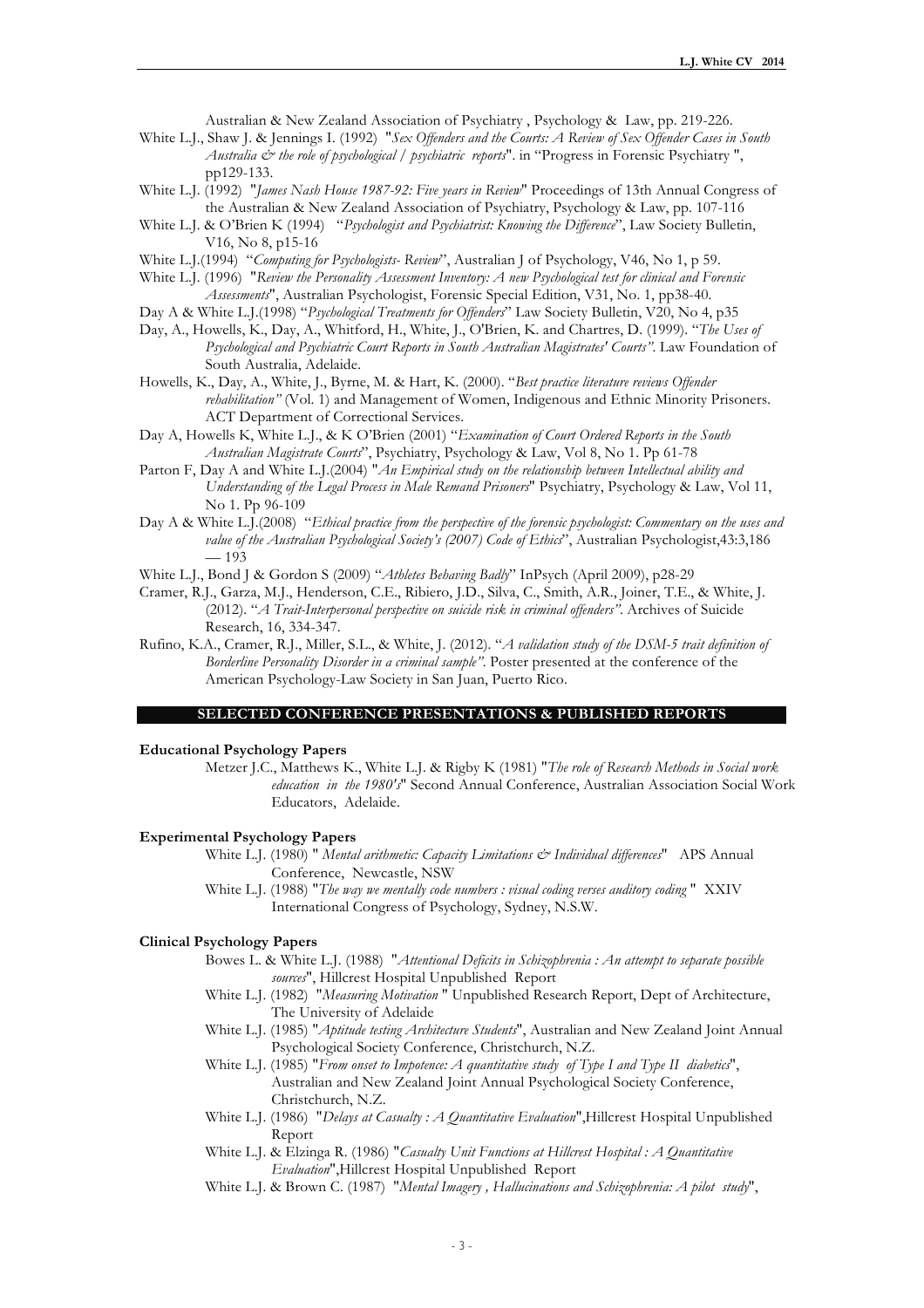Australian & New Zealand Association of Psychiatry , Psychology & Law, pp. 219-226.

White L.J., Shaw J. & Jennings I. (1992) "*Sex Offenders and the Courts: A Review of Sex Offender Cases in South Australia & the role of psychological / psychiatric reports*". in "Progress in Forensic Psychiatry ", pp129-133.

White L.J. (1992) "*James Nash House 1987-92: Five years in Review*" Proceedings of 13th Annual Congress of the Australian & New Zealand Association of Psychiatry, Psychology & Law, pp. 107-116

White L.J. & O'Brien K (1994) "*Psychologist and Psychiatrist: Knowing the Difference*", Law Society Bulletin, V16, No 8, p15-16

White L.J.(1994) "*Computing for Psychologists- Review*", Australian J of Psychology, V46, No 1, p 59.

White L.J. (1996) "*Review the Personality Assessment Inventory: A new Psychological test for clinical and Forensic Assessments*", Australian Psychologist, Forensic Special Edition, V31, No. 1, pp38-40.

Day A & White L.J.(1998) "*Psychological Treatments for Offenders*" Law Society Bulletin, V20, No 4, p35

Day, A., Howells, K., Day, A., Whitford, H., White, J., O'Brien, K. and Chartres, D. (1999). "*The Uses of Psychological and Psychiatric Court Reports in South Australian Magistrates' Courts"*. Law Foundation of South Australia, Adelaide.

Howells, K., Day, A., White, J., Byrne, M. & Hart, K. (2000). "*Best practice literature reviews Offender rehabilitation"* (Vol. 1) and Management of Women, Indigenous and Ethnic Minority Prisoners. ACT Department of Correctional Services.

Day A, Howells K, White L.J., & K O'Brien (2001) "*Examination of Court Ordered Reports in the South Australian Magistrate Courts*", Psychiatry, Psychology & Law, Vol 8, No 1. Pp 61-78

Parton F, Day A and White L.J.(2004) "*An Empirical study on the relationship between Intellectual ability and Understanding of the Legal Process in Male Remand Prisoners*" Psychiatry, Psychology & Law, Vol 11, No 1. Pp 96-109

Day A & White L.J.(2008) "*Ethical practice from the perspective of the forensic psychologist: Commentary on the uses and value of the Australian Psychological Society's (2007) Code of Ethics*", Australian Psychologist,43:3,186 — 193

White L.J., Bond J & Gordon S (2009) "*Athletes Behaving Badly*" InPsych (April 2009), p28-29

Cramer, R.J., Garza, M.J., Henderson, C.E., Ribiero, J.D., Silva, C., Smith, A.R., Joiner, T.E., & White, J. (2012). "*A Trait-Interpersonal perspective on suicide risk in criminal offenders"*. Archives of Suicide Research, 16, 334-347.

Rufino, K.A., Cramer, R.J., Miller, S.L., & White, J. (2012). "*A validation study of the DSM-5 trait definition of Borderline Personality Disorder in a criminal sample"*. Poster presented at the conference of the American Psychology-Law Society in San Juan, Puerto Rico.

## SELECTED CONFERENCE PRESENTATIONS & PUBLISHED REPORTS

**Educational Psychology Papers**

Metzer J.C., Matthews K., White L.J. & Rigby K (1981) "*The role of Research Methods in Social work education in the 1980's*" Second Annual Conference, Australian Association Social Work Educators, Adelaide.

**Experimental Psychology Papers**

White L.J. (1980) " *Mental arithmetic: Capacity Limitations & Individual differences*" APS Annual Conference, Newcastle, NSW

White L.J. (1988) "*The way we mentally code numbers : visual coding verses auditory coding* " XXIV International Congress of Psychology, Sydney, N.S.W.

**Clinical Psychology Papers**

Bowes L. & White L.J. (1988) "*Attentional Deficits in Schizophrenia : An attempt to separate possible sources*", Hillcrest Hospital Unpublished Report

White L.J. (1982) "*Measuring Motivation* " Unpublished Research Report, Dept of Architecture, The University of Adelaide

White L.J. (1985) "*Aptitude testing Architecture Students*", Australian and New Zealand Joint Annual Psychological Society Conference, Christchurch, N.Z.

White L.J. (1985) "*From onset to Impotence: A quantitative study of Type I and Type II diabetics*", Australian and New Zealand Joint Annual Psychological Society Conference, Christchurch, N.Z.

White L.J. (1986) "*Delays at Casualty : A Quantitative Evaluation*",Hillcrest Hospital Unpublished Report

White L.J. & Elzinga R. (1986) "*Casualty Unit Functions at Hillcrest Hospital : A Quantitative Evaluation*",Hillcrest Hospital Unpublished Report

White L.J. & Brown C. (1987) "*Mental Imagery , Hallucinations and Schizophrenia: A pilot study*",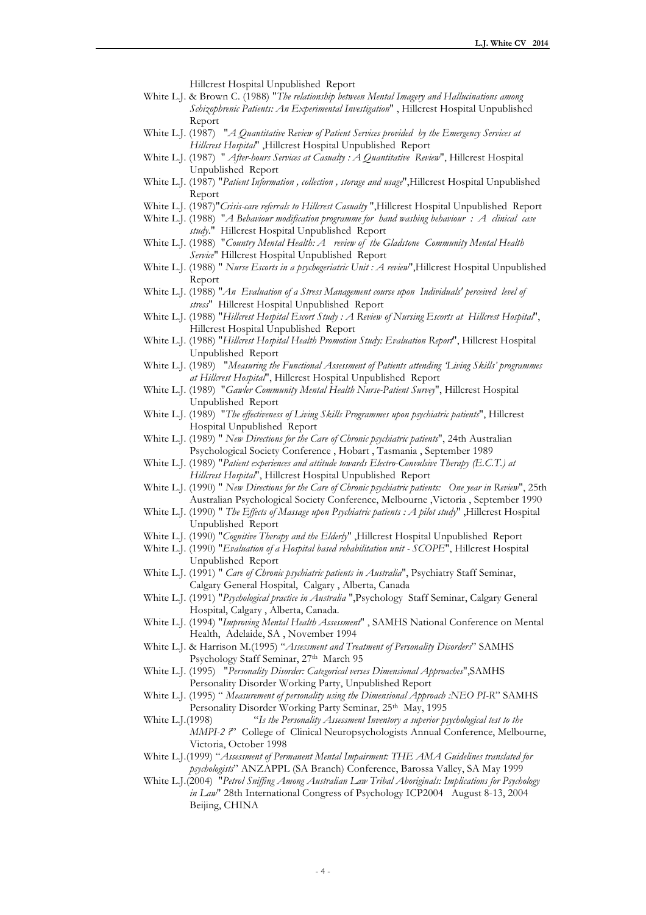Hillcrest Hospital Unpublished Report

White L.J. & Brown C. (1988) "*The relationship between Mental Imagery and Hallucinations among Schizophrenic Patients: An Experimental Investigation*" , Hillcrest Hospital Unpublished Report

White L.J. (1987) "*A Quantitative Review of Patient Services provided by the Emergency Services at Hillcrest Hospital*" ,Hillcrest Hospital Unpublished Report

White L.J. (1987) " *After-hours Services at Casualty : A Quantitative Review*", Hillcrest Hospital Unpublished Report

White L.J. (1987) "*Patient Information , collection , storage and usage*",Hillcrest Hospital Unpublished Report

White L.J. (1987)"*Crisis-care referrals to Hillcrest Casualty* ",Hillcrest Hospital Unpublished Report

White L.J. (1988) "*A Behaviour modification programme for hand washing behaviour : A clinical case study*." Hillcrest Hospital Unpublished Report

White L.J. (1988) "*Country Mental Health: A review of the Gladstone Community Mental Health Service*" Hillcrest Hospital Unpublished Report

White L.J. (1988) " *Nurse Escorts in a psychogeriatric Unit : A review*",Hillcrest Hospital Unpublished Report

White L.J. (1988) "*An Evaluation of a Stress Management course upon Individuals' perceived level of stress*" Hillcrest Hospital Unpublished Report

White L.J. (1988) "*Hillcrest Hospital Escort Study : A Review of Nursing Escorts at Hillcrest Hospital*", Hillcrest Hospital Unpublished Report

White L.J. (1988) "*Hillcrest Hospital Health Promotion Study: Evaluation Report*", Hillcrest Hospital Unpublished Report

White L.J. (1989) "*Measuring the Functional Assessment of Patients attending 'Living Skills' programmes at Hillcrest Hospital*", Hillcrest Hospital Unpublished Report

White L.J. (1989) "*Gawler Community Mental Health Nurse-Patient Survey*", Hillcrest Hospital Unpublished Report

White L.J. (1989) "*The effectiveness of Living Skills Programmes upon psychiatric patients*", Hillcrest Hospital Unpublished Report

White L.J. (1989) " *New Directions for the Care of Chronic psychiatric patients*", 24th Australian Psychological Society Conference , Hobart , Tasmania , September 1989

White L.J. (1989) "*Patient experiences and attitude towards Electro-Convulsive Therapy (E.C.T.) at Hillcrest Hospital*", Hillcrest Hospital Unpublished Report

White L.J. (1990) " *New Directions for the Care of Chronic psychiatric patients: One year in Review*", 25th Australian Psychological Society Conference, Melbourne ,Victoria , September 1990

White L.J. (1990) " *The Effects of Massage upon Psychiatric patients : A pilot study*" ,Hillcrest Hospital Unpublished Report

White L.J. (1990) "*Cognitive Therapy and the Elderly*" ,Hillcrest Hospital Unpublished Report

White L.J. (1990) "*Evaluation of a Hospital based rehabilitation unit - SCOPE*", Hillcrest Hospital Unpublished Report

White L.J. (1991) " *Care of Chronic psychiatric patients in Australia*", Psychiatry Staff Seminar, Calgary General Hospital, Calgary , Alberta, Canada

White L.J. (1991) "*Psychological practice in Australia* ",Psychology Staff Seminar, Calgary General Hospital, Calgary , Alberta, Canada.

White L.J. (1994) "*Improving Mental Health Assessment*" , SAMHS National Conference on Mental Health, Adelaide, SA , November 1994

White L.J. & Harrison M.(1995) "*Assessment and Treatment of Personality Disorders*" SAMHS Psychology Staff Seminar, 27th March 95

White L.J. (1995) "*Personality Disorder: Categorical verses Dimensional Approaches*",SAMHS Personality Disorder Working Party, Unpublished Report

White L.J. (1995) " *Measurement of personality using the Dimensional Approach :NEO PI-R*" SAMHS Personality Disorder Working Party Seminar, 25th May, 1995

White L.J.(1998) "*Is the Personality Assessment Inventory a superior psychological test to the MMPI-2 ?*" College of Clinical Neuropsychologists Annual Conference, Melbourne, Victoria, October 1998

White L.J.(1999) "*Assessment of Permanent Mental Impairment: THE AMA Guidelines translated for psychologists*" ANZAPPL (SA Branch) Conference, Barossa Valley, SA May 1999

White L.J.(2004) "*Petrol Sniffing Among Australian Law Tribal Aboriginals: Implications for Psychology in Law*" 28th International Congress of Psychology ICP2004 August 8-13, 2004 Beijing, CHINA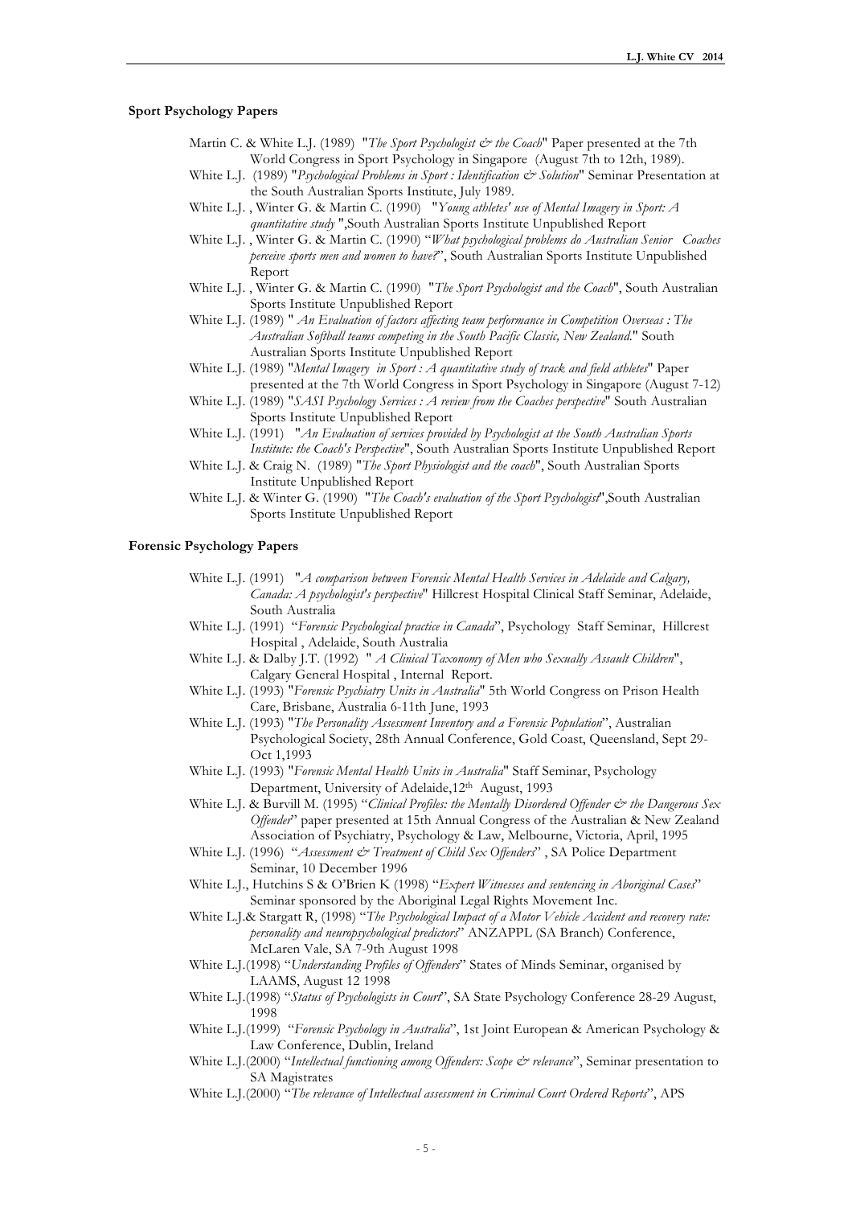### Sport Psychology Papers

Martin C. & White L.J. (1989) "*The Sport Psychologist & the Coach*" Paper presented at the 7th World Congress in Sport Psychology in Singapore (August 7th to 12th, 1989).

White L.J. (1989) "*Psychological Problems in Sport : Identification & Solution*" Seminar Presentation at the South Australian Sports Institute, July 1989.

White L.J. , Winter G. & Martin C. (1990) "*Young athletes' use of Mental Imagery in Sport: A quantitative study* ",South Australian Sports Institute Unpublished Report

White L.J. , Winter G. & Martin C. (1990) "*What psychological problems do Australian Senior Coaches perceive sports men and women to have?*", South Australian Sports Institute Unpublished Report

White L.J. , Winter G. & Martin C. (1990) "*The Sport Psychologist and the Coach*", South Australian Sports Institute Unpublished Report

White L.J. (1989) " *An Evaluation of factors affecting team performance in Competition Overseas : The Australian Softball teams competing in the South Pacific Classic, New Zealand.*" South Australian Sports Institute Unpublished Report

White L.J. (1989) "*Mental Imagery in Sport : A quantitative study of track and field athletes*" Paper presented at the 7th World Congress in Sport Psychology in Singapore (August 7-12)

White L.J. (1989) "*SASI Psychology Services : A review from the Coaches perspective*" South Australian Sports Institute Unpublished Report

White L.J. (1991) "*An Evaluation of services provided by Psychologist at the South Australian Sports Institute: the Coach's Perspective*", South Australian Sports Institute Unpublished Report

White L.J. & Craig N. (1989) "*The Sport Physiologist and the coach*", South Australian Sports Institute Unpublished Report

White L.J. & Winter G. (1990) "*The Coach's evaluation of the Sport Psychologist*",South Australian Sports Institute Unpublished Report

### Forensic Psychology Papers

White L.J. (1991) "*A comparison between Forensic Mental Health Services in Adelaide and Calgary, Canada: A psychologist's perspective*" Hillcrest Hospital Clinical Staff Seminar, Adelaide, South Australia

White L.J. (1991) "*Forensic Psychological practice in Canada*", Psychology Staff Seminar, Hillcrest Hospital , Adelaide, South Australia

White L.J. & Dalby J.T. (1992) " *A Clinical Taxonomy of Men who Sexually Assault Children*", Calgary General Hospital , Internal Report.

White L.J. (1993) "*Forensic Psychiatry Units in Australia*" 5th World Congress on Prison Health Care, Brisbane, Australia 6-11th June, 1993

White L.J. (1993) "*The Personality Assessment Inventory and a Forensic Population*", Australian Psychological Society, 28th Annual Conference, Gold Coast, Queensland, Sept 29-Oct 1,1993

White L.J. (1993) "*Forensic Mental Health Units in Australia*" Staff Seminar, Psychology Department, University of Adelaide,12th August, 1993

White L.J. & Burvill M. (1995) "*Clinical Profiles: the Mentally Disordered Offender & the Dangerous Sex Offender*" paper presented at 15th Annual Congress of the Australian & New Zealand Association of Psychiatry, Psychology & Law, Melbourne, Victoria, April, 1995

White L.J. (1996) "*Assessment & Treatment of Child Sex Offenders*" , SA Police Department Seminar, 10 December 1996

White L.J., Hutchins S & O'Brien K (1998) "*Expert Witnesses and sentencing in Aboriginal Cases*" Seminar sponsored by the Aboriginal Legal Rights Movement Inc.

White L.J.& Stargatt R, (1998) "*The Psychological Impact of a Motor Vehicle Accident and recovery rate: personality and neuropsychological predictors*" ANZAPPL (SA Branch) Conference, McLaren Vale, SA 7-9th August 1998

White L.J.(1998) "*Understanding Profiles of Offenders*" States of Minds Seminar, organised by LAAMS, August 12 1998

White L.J.(1998) "*Status of Psychologists in Court*", SA State Psychology Conference 28-29 August, 1998

White L.J.(1999) "*Forensic Psychology in Australia*", 1st Joint European & American Psychology & Law Conference, Dublin, Ireland

White L.J.(2000) "*Intellectual functioning among Offenders: Scope & relevance*", Seminar presentation to SA Magistrates

White L.J.(2000) "*The relevance of Intellectual assessment in Criminal Court Ordered Reports*", APS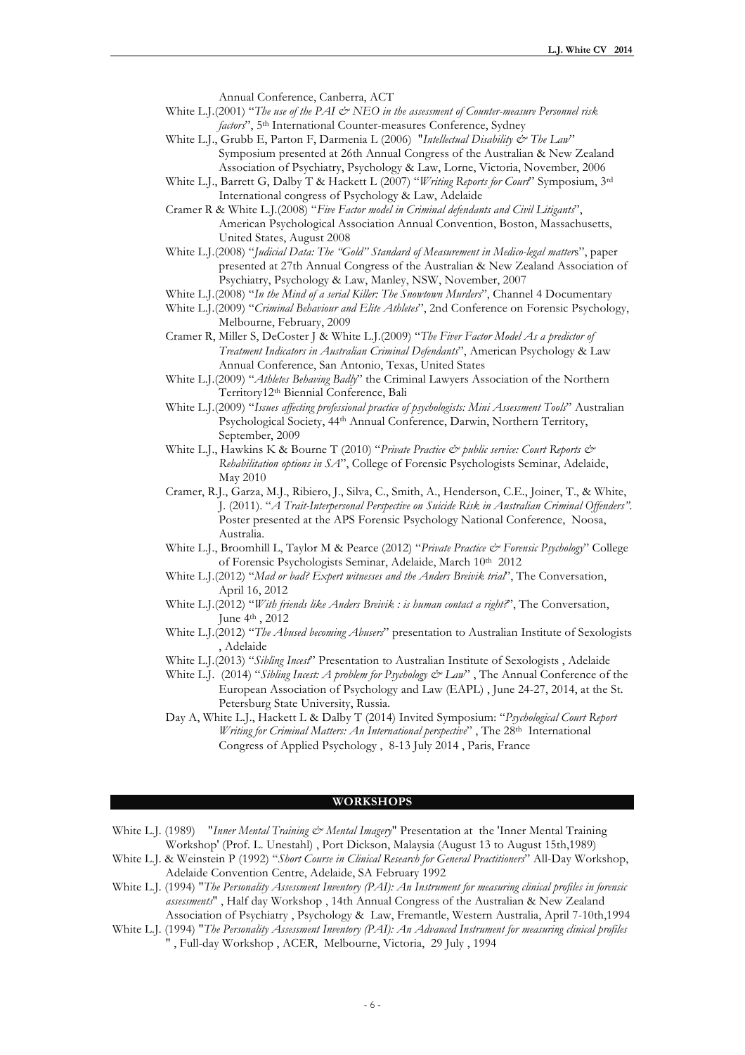Annual Conference, Canberra, ACT

White L.J.(2001) "*The use of the PAI & NEO in the assessment of Counter-measure Personnel risk factors*", 5th International Counter-measures Conference, Sydney

White L.J., Grubb E, Parton F, Darmenia L (2006) "*Intellectual Disability & The Law*" Symposium presented at 26th Annual Congress of the Australian & New Zealand Association of Psychiatry, Psychology & Law, Lorne, Victoria, November, 2006

White L.J., Barrett G, Dalby T & Hackett L (2007) "*Writing Reports for Court*" Symposium, 3rd International congress of Psychology & Law, Adelaide

Cramer R & White L.J.(2008) "*Five Factor model in Criminal defendants and Civil Litigants*", American Psychological Association Annual Convention, Boston, Massachusetts, United States, August 2008

White L.J.(2008) "*Judicial Data: The "Gold" Standard of Measurement in Medico-legal matter*s", paper presented at 27th Annual Congress of the Australian & New Zealand Association of Psychiatry, Psychology & Law, Manley, NSW, November, 2007

White L.J.(2008) "*In the Mind of a serial Killer: The Snowtown Murders*", Channel 4 Documentary

White L.J.(2009) "*Criminal Behaviour and Elite Athletes*", 2nd Conference on Forensic Psychology, Melbourne, February, 2009

Cramer R, Miller S, DeCoster J & White L.J.(2009) "*The Fiver Factor Model As a predictor of Treatment Indicators in Australian Criminal Defendants*", American Psychology & Law Annual Conference, San Antonio, Texas, United States

White L.J.(2009) "*Athletes Behaving Badly*" the Criminal Lawyers Association of the Northern Territory12th Biennial Conference, Bali

White L.J.(2009) "*Issues affecting professional practice of psychologists: Mini Assessment Tools*" Australian Psychological Society, 44th Annual Conference, Darwin, Northern Territory, September, 2009

White L.J., Hawkins K & Bourne T (2010) "*Private Practice & public service: Court Reports & Rehabilitation options in SA*", College of Forensic Psychologists Seminar, Adelaide, May 2010

Cramer, R.J., Garza, M.J., Ribiero, J., Silva, C., Smith, A., Henderson, C.E., Joiner, T., & White, J. (2011). "*A Trait-Interpersonal Perspective on Suicide Risk in Australian Criminal Offenders"*. Poster presented at the APS Forensic Psychology National Conference, Noosa, Australia.

White L.J., Broomhill L, Taylor M & Pearce (2012) "*Private Practice & Forensic Psychology*" College of Forensic Psychologists Seminar, Adelaide, March 10th 2012

White L.J.(2012) "*Mad or bad? Expert witnesses and the Anders Breivik trial*", The Conversation, April 16, 2012

White L.J.(2012) "*With friends like Anders Breivik : is human contact a right?*", The Conversation, June 4th , 2012

White L.J.(2012) "*The Abused becoming Abusers*" presentation to Australian Institute of Sexologists , Adelaide

White L.J.(2013) "*Sibling Incest*" Presentation to Australian Institute of Sexologists , Adelaide

White L.J. (2014) "*Sibling Incest: A problem for Psychology & Law*" , The Annual Conference of the European Association of Psychology and Law (EAPL) , June 24-27, 2014, at the St. Petersburg State University, Russia.

Day A, White L.J., Hackett L & Dalby T (2014) Invited Symposium: "*Psychological Court Report Writing for Criminal Matters: An International perspective*" , The 28th International Congress of Applied Psychology , 8-13 July 2014 , Paris, France

## WORKSHOPS

White L.J. (1989) "*Inner Mental Training & Mental Imagery*" Presentation at the 'Inner Mental Training Workshop' (Prof. L. Unestahl) , Port Dickson, Malaysia (August 13 to August 15th,1989)

White L.J. & Weinstein P (1992) "*Short Course in Clinical Research for General Practitioners*" All-Day Workshop, Adelaide Convention Centre, Adelaide, SA February 1992

White L.J. (1994) "*The Personality Assessment Inventory (PAI): An Instrument for measuring clinical profiles in forensic assessments*" , Half day Workshop , 14th Annual Congress of the Australian & New Zealand Association of Psychiatry , Psychology & Law, Fremantle, Western Australia, April 7-10th,1994

White L.J. (1994) "*The Personality Assessment Inventory (PAI): An Advanced Instrument for measuring clinical profiles*" , Full-day Workshop , ACER, Melbourne, Victoria, 29 July , 1994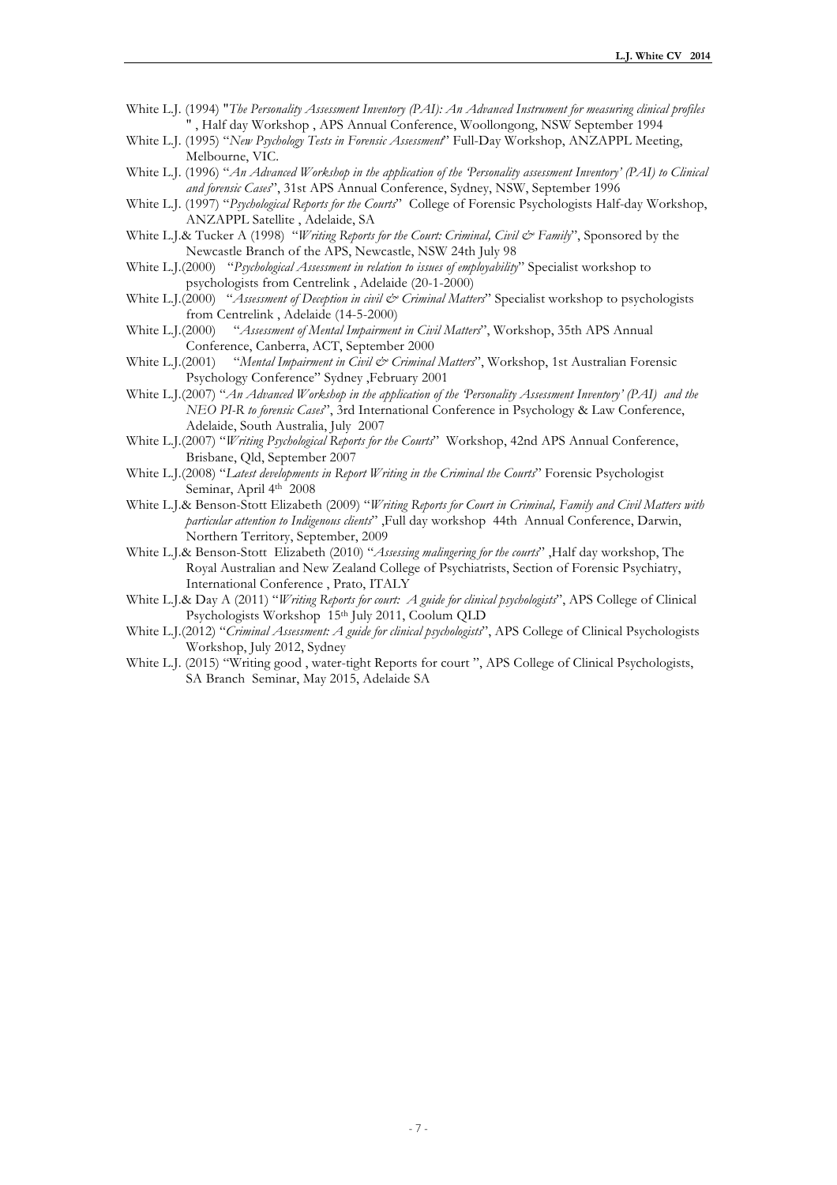White L.J. (1994) "*The Personality Assessment Inventory (PAI): An Advanced Instrument for measuring clinical profiles* " , Half day Workshop , APS Annual Conference, Woollongong, NSW September 1994

White L.J. (1995) "*New Psychology Tests in Forensic Assessment*" Full-Day Workshop, ANZAPPL Meeting, Melbourne, VIC.

White L.J. (1996) "*An Advanced Workshop in the application of the 'Personality assessment Inventory' (PAI) to Clinical and forensic Cases*", 31st APS Annual Conference, Sydney, NSW, September 1996

White L.J. (1997) "*Psychological Reports for the Courts*" College of Forensic Psychologists Half-day Workshop, ANZAPPL Satellite , Adelaide, SA

White L.J.& Tucker A (1998) "*Writing Reports for the Court: Criminal, Civil & Family*", Sponsored by the Newcastle Branch of the APS, Newcastle, NSW 24th July 98

White L.J.(2000) "*Psychological Assessment in relation to issues of employability*" Specialist workshop to psychologists from Centrelink , Adelaide (20-1-2000)

White L.J.(2000) "*Assessment of Deception in civil & Criminal Matters*" Specialist workshop to psychologists from Centrelink , Adelaide (14-5-2000)

White L.J.(2000) "*Assessment of Mental Impairment in Civil Matters*", Workshop, 35th APS Annual Conference, Canberra, ACT, September 2000

White L.J.(2001) "*Mental Impairment in Civil & Criminal Matters*", Workshop, 1st Australian Forensic Psychology Conference" Sydney ,February 2001

White L.J.(2007) "*An Advanced Workshop in the application of the 'Personality Assessment Inventory' (PAI) and the NEO PI-R to forensic Cases*", 3rd International Conference in Psychology & Law Conference, Adelaide, South Australia, July 2007

White L.J.(2007) "*Writing Psychological Reports for the Courts*" Workshop, 42nd APS Annual Conference, Brisbane, Qld, September 2007

White L.J.(2008) "*Latest developments in Report Writing in the Criminal the Courts*" Forensic Psychologist Seminar, April 4th 2008

White L.J.& Benson-Stott Elizabeth (2009) "*Writing Reports for Court in Criminal, Family and Civil Matters with particular attention to Indigenous clients*" ,Full day workshop 44th Annual Conference, Darwin, Northern Territory, September, 2009

White L.J.& Benson-Stott Elizabeth (2010) "*Assessing malingering for the courts*" ,Half day workshop, The Royal Australian and New Zealand College of Psychiatrists, Section of Forensic Psychiatry, International Conference , Prato, ITALY

White L.J.& Day A (2011) "*Writing Reports for court: A guide for clinical psychologists*", APS College of Clinical Psychologists Workshop 15th July 2011, Coolum QLD

White L.J.(2012) "*Criminal Assessment: A guide for clinical psychologists*", APS College of Clinical Psychologists Workshop, July 2012, Sydney

White L.J. (2015) "Writing good , water-tight Reports for court ", APS College of Clinical Psychologists, SA Branch Seminar, May 2015, Adelaide SA